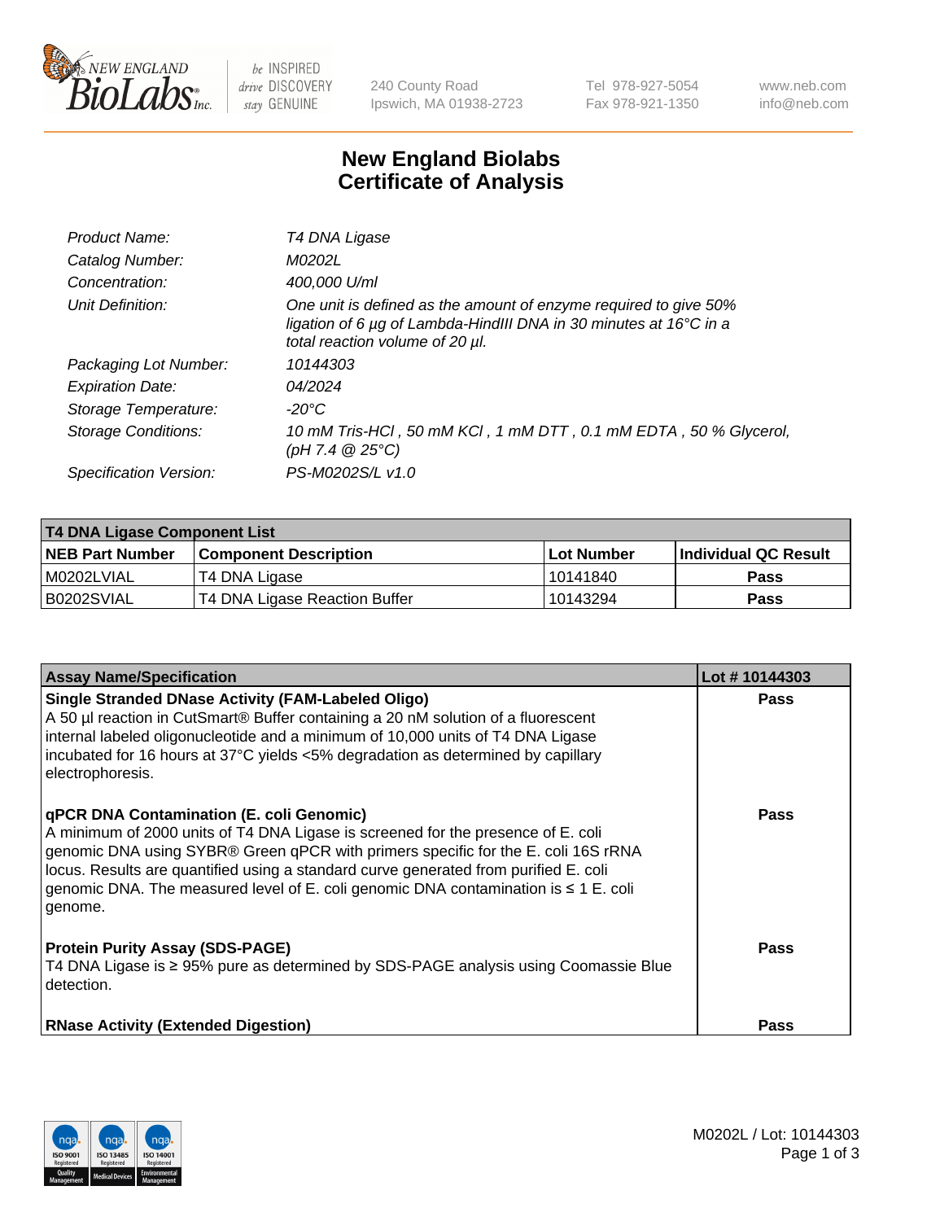# New England Biolabs
# Certificate of Analysis

| | |
|---|---|
| *Product Name:* | *T4 DNA Ligase* |
| *Catalog Number:* | *M0202L* |
| *Concentration:* | *400,000 U/ml* |
| *Unit Definition:* | *One unit is defined as the amount of enzyme required to give 50% ligation of 6 µg of Lambda-HindIII DNA in 30 minutes at 16°C in a total reaction volume of 20 µl.* |
| *Packaging Lot Number:* | *10144303* |
| *Expiration Date:* | *04/2024* |
| *Storage Temperature:* | *-20°C* |
| *Storage Conditions:* | *10 mM Tris-HCl , 50 mM KCl , 1 mM DTT , 0.1 mM EDTA , 50 % Glycerol, (pH 7.4 @ 25°C)* |
| *Specification Version:* | *PS-M0202S/L v1.0* |

| **T4 DNA Ligase Component List** | | | |
|---|---|---|---|
| **NEB Part Number** | **Component Description** | **Lot Number** | **Individual QC Result** |
| M0202LVIAL | T4 DNA Ligase | 10141840 | **Pass** |
| B0202SVIAL | T4 DNA Ligase Reaction Buffer | 10143294 | **Pass** |

| **Assay Name/Specification** | **Lot # 10144303** |
|---|---|
| **Single Stranded DNase Activity (FAM-Labeled Oligo)** A 50 µl reaction in CutSmart® Buffer containing a 20 nM solution of a fluorescent internal labeled oligonucleotide and a minimum of 10,000 units of T4 DNA Ligase incubated for 16 hours at 37°C yields <5% degradation as determined by capillary electrophoresis. | **Pass** |
| **qPCR DNA Contamination (E. coli Genomic)** A minimum of 2000 units of T4 DNA Ligase is screened for the presence of E. coli genomic DNA using SYBR® Green qPCR with primers specific for the E. coli 16S rRNA locus. Results are quantified using a standard curve generated from purified E. coli genomic DNA. The measured level of E. coli genomic DNA contamination is ≤ 1 E. coli genome. | **Pass** |
| **Protein Purity Assay (SDS-PAGE)** T4 DNA Ligase is ≥ 95% pure as determined by SDS-PAGE analysis using Coomassie Blue detection. | **Pass** |
| **RNase Activity (Extended Digestion)** | **Pass** |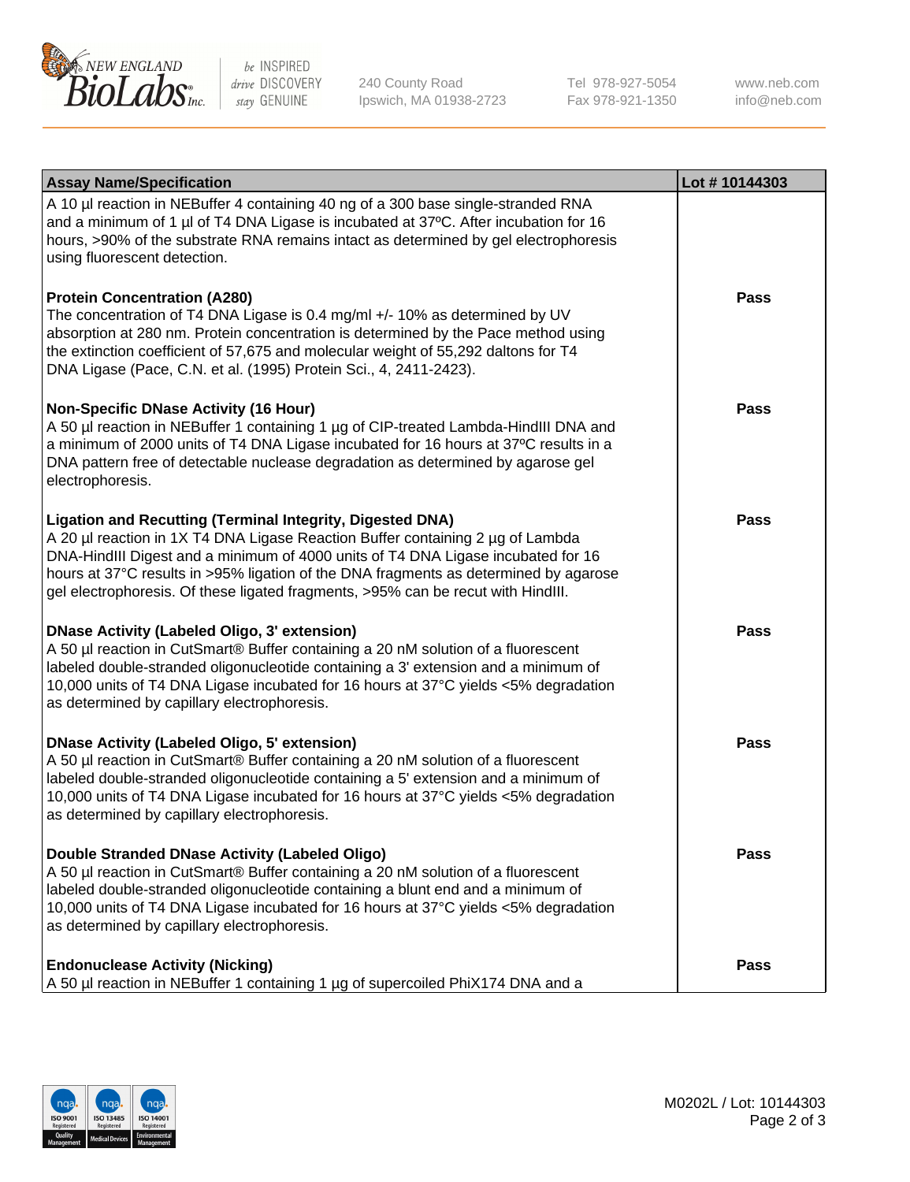| Assay Name/Specification | Lot # 10144303 |
| --- | --- |
| A 10 µl reaction in NEBuffer 4 containing 40 ng of a 300 base single-stranded RNA and a minimum of 1 µl of T4 DNA Ligase is incubated at 37ºC. After incubation for 16 hours, >90% of the substrate RNA remains intact as determined by gel electrophoresis using fluorescent detection. | |
| **Protein Concentration (A280)**<br>The concentration of T4 DNA Ligase is 0.4 mg/ml +/- 10% as determined by UV absorption at 280 nm. Protein concentration is determined by the Pace method using the extinction coefficient of 57,675 and molecular weight of 55,292 daltons for T4 DNA Ligase (Pace, C.N. et al. (1995) Protein Sci., 4, 2411-2423). | **Pass** |
| **Non-Specific DNase Activity (16 Hour)**<br>A 50 µl reaction in NEBuffer 1 containing 1 µg of CIP-treated Lambda-HindIII DNA and a minimum of 2000 units of T4 DNA Ligase incubated for 16 hours at 37ºC results in a DNA pattern free of detectable nuclease degradation as determined by agarose gel electrophoresis. | **Pass** |
| **Ligation and Recutting (Terminal Integrity, Digested DNA)**<br>A 20 µl reaction in 1X T4 DNA Ligase Reaction Buffer containing 2 µg of Lambda DNA-HindIII Digest and a minimum of 4000 units of T4 DNA Ligase incubated for 16 hours at 37°C results in >95% ligation of the DNA fragments as determined by agarose gel electrophoresis. Of these ligated fragments, >95% can be recut with HindIII. | **Pass** |
| **DNase Activity (Labeled Oligo, 3' extension)**<br>A 50 µl reaction in CutSmart® Buffer containing a 20 nM solution of a fluorescent labeled double-stranded oligonucleotide containing a 3' extension and a minimum of 10,000 units of T4 DNA Ligase incubated for 16 hours at 37°C yields <5% degradation as determined by capillary electrophoresis. | **Pass** |
| **DNase Activity (Labeled Oligo, 5' extension)**<br>A 50 µl reaction in CutSmart® Buffer containing a 20 nM solution of a fluorescent labeled double-stranded oligonucleotide containing a 5' extension and a minimum of 10,000 units of T4 DNA Ligase incubated for 16 hours at 37°C yields <5% degradation as determined by capillary electrophoresis. | **Pass** |
| **Double Stranded DNase Activity (Labeled Oligo)**<br>A 50 µl reaction in CutSmart® Buffer containing a 20 nM solution of a fluorescent labeled double-stranded oligonucleotide containing a blunt end and a minimum of 10,000 units of T4 DNA Ligase incubated for 16 hours at 37°C yields <5% degradation as determined by capillary electrophoresis. | **Pass** |
| **Endonuclease Activity (Nicking)**<br>A 50 µl reaction in NEBuffer 1 containing 1 µg of supercoiled PhiX174 DNA and a | **Pass** |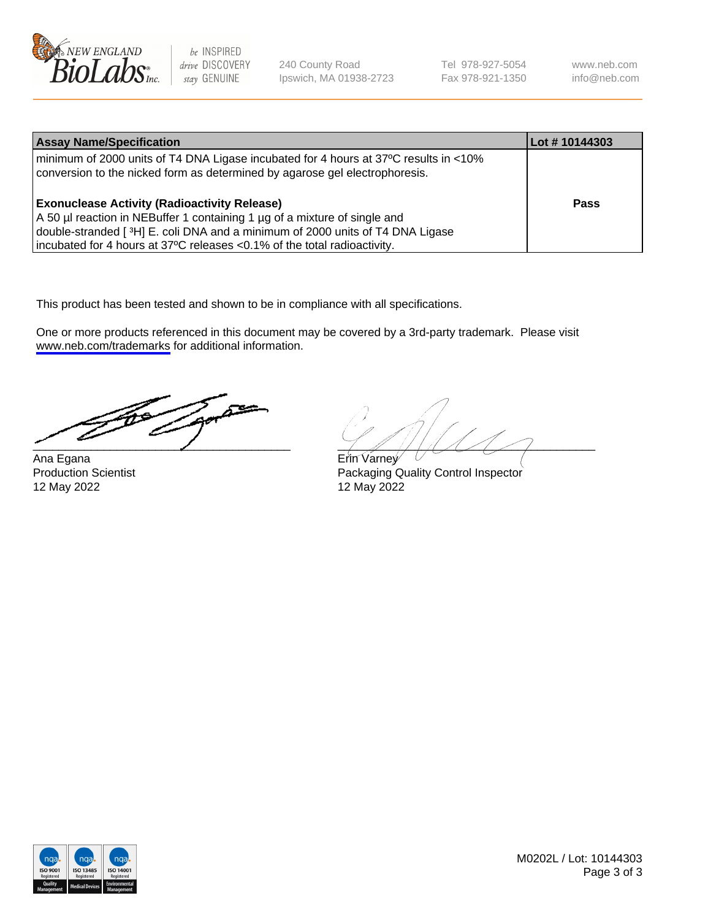| Assay Name/Specification | Lot # 10144303 |
|---|---|
| minimum of 2000 units of T4 DNA Ligase incubated for 4 hours at 37ºC results in <10% conversion to the nicked form as determined by agarose gel electrophoresis. | |
| **Exonuclease Activity (Radioactivity Release)**<br>A 50 µl reaction in NEBuffer 1 containing 1 µg of a mixture of single and double-stranded [ $^3$H] E. coli DNA and a minimum of 2000 units of T4 DNA Ligase incubated for 4 hours at 37ºC releases <0.1% of the total radioactivity. | **Pass** |

This product has been tested and shown to be in compliance with all specifications.

One or more products referenced in this document may be covered by a 3rd-party trademark. Please visit www.neb.com/trademarks for additional information.

Ana Egana
Production Scientist
12 May 2022

Erin Varney
Packaging Quality Control Inspector
12 May 2022

M0202L / Lot: 10144303